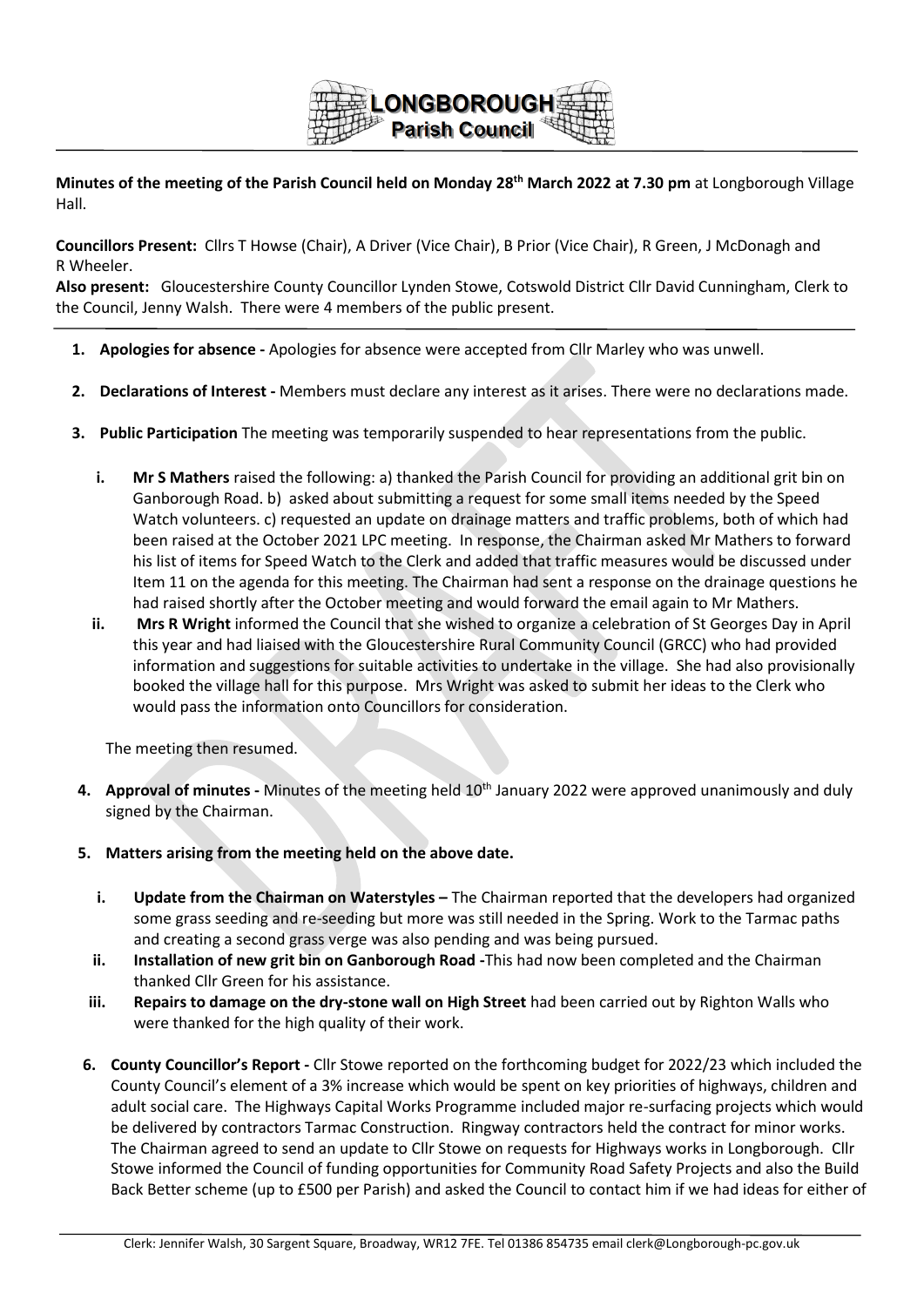**LONGBOROUGH Parish Council**

**Minutes of the meeting of the Parish Council held on Monday 28th March 2022 at 7.30 pm** at Longborough Village Hall.

**Councillors Present:** Cllrs T Howse (Chair), A Driver (Vice Chair), B Prior (Vice Chair), R Green, J McDonagh and R Wheeler.

**Also present:** Gloucestershire County Councillor Lynden Stowe, Cotswold District Cllr David Cunningham, Clerk to the Council, Jenny Walsh. There were 4 members of the public present.

1. **Apologies for absence -** Apologies for absence were accepted from Cllr Marley who was unwell.

2. **Declarations of Interest -** Members must declare any interest as it arises. There were no declarations made.

3. **Public Participation** The meeting was temporarily suspended to hear representations from the public.

   i. **Mr S Mathers** raised the following: a) thanked the Parish Council for providing an additional grit bin on Ganborough Road. b) asked about submitting a request for some small items needed by the Speed Watch volunteers. c) requested an update on drainage matters and traffic problems, both of which had been raised at the October 2021 LPC meeting. In response, the Chairman asked Mr Mathers to forward his list of items for Speed Watch to the Clerk and added that traffic measures would be discussed under Item 11 on the agenda for this meeting. The Chairman had sent a response on the drainage questions he had raised shortly after the October meeting and would forward the email again to Mr Mathers.

   ii. **Mrs R Wright** informed the Council that she wished to organize a celebration of St Georges Day in April this year and had liaised with the Gloucestershire Rural Community Council (GRCC) who had provided information and suggestions for suitable activities to undertake in the village. She had also provisionally booked the village hall for this purpose. Mrs Wright was asked to submit her ideas to the Clerk who would pass the information onto Councillors for consideration.

   The meeting then resumed.

4. **Approval of minutes -** Minutes of the meeting held 10th January 2022 were approved unanimously and duly signed by the Chairman.

5. **Matters arising from the meeting held on the above date.**

   i. **Update from the Chairman on Waterstyles –** The Chairman reported that the developers had organized some grass seeding and re-seeding but more was still needed in the Spring. Work to the Tarmac paths and creating a second grass verge was also pending and was being pursued.

   ii. **Installation of new grit bin on Ganborough Road -**This had now been completed and the Chairman thanked Cllr Green for his assistance.

   iii. **Repairs to damage on the dry-stone wall on High Street** had been carried out by Righton Walls who were thanked for the high quality of their work.

6. **County Councillor's Report -** Cllr Stowe reported on the forthcoming budget for 2022/23 which included the County Council's element of a 3% increase which would be spent on key priorities of highways, children and adult social care. The Highways Capital Works Programme included major re-surfacing projects which would be delivered by contractors Tarmac Construction. Ringway contractors held the contract for minor works. The Chairman agreed to send an update to Cllr Stowe on requests for Highways works in Longborough. Cllr Stowe informed the Council of funding opportunities for Community Road Safety Projects and also the Build Back Better scheme (up to £500 per Parish) and asked the Council to contact him if we had ideas for either of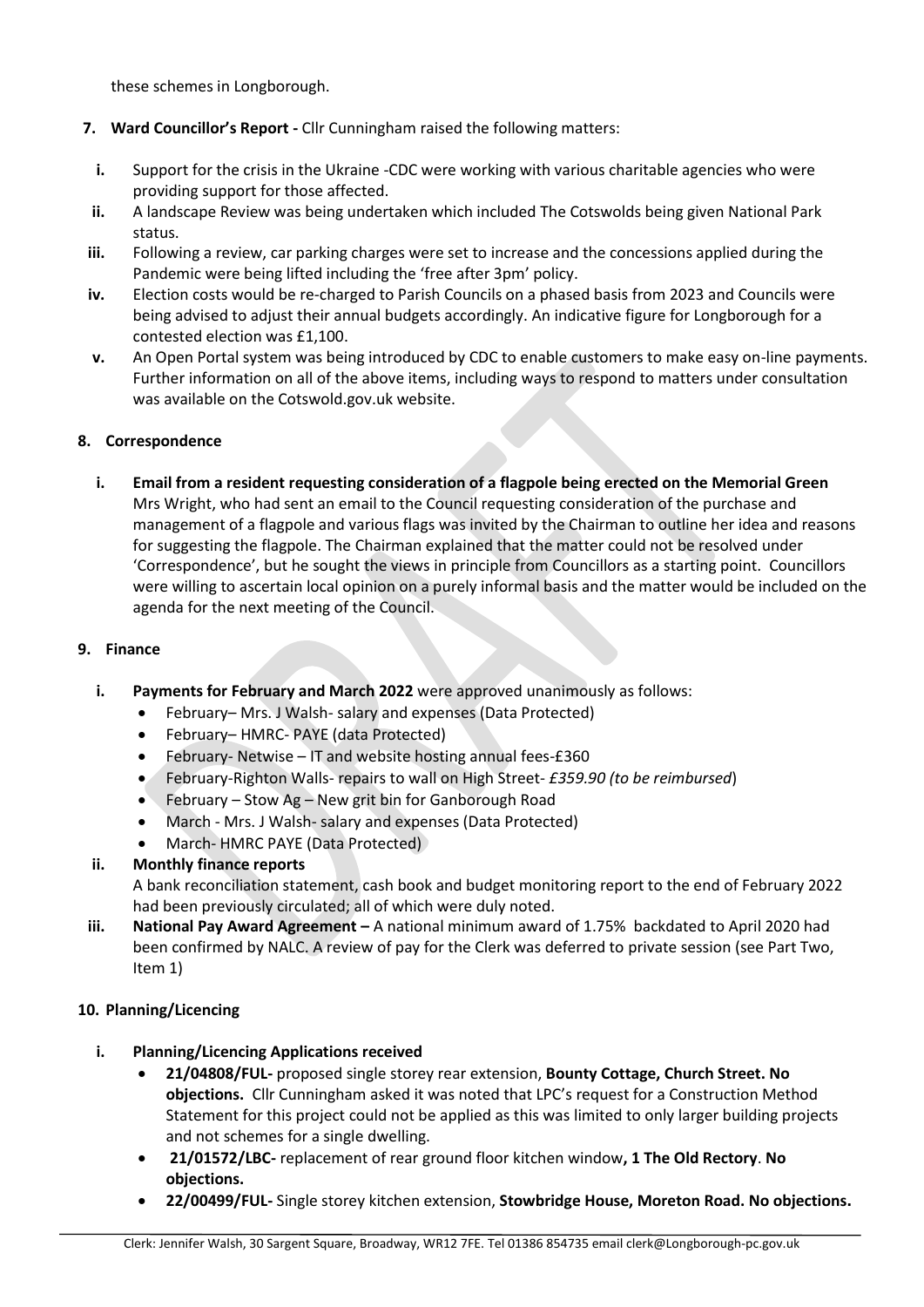these schemes in Longborough.

**7. Ward Councillor's Report -** Cllr Cunningham raised the following matters:

- **i.** Support for the crisis in the Ukraine -CDC were working with various charitable agencies who were providing support for those affected.
- **ii.** A landscape Review was being undertaken which included The Cotswolds being given National Park status.
- **iii.** Following a review, car parking charges were set to increase and the concessions applied during the Pandemic were being lifted including the 'free after 3pm' policy.
- **iv.** Election costs would be re-charged to Parish Councils on a phased basis from 2023 and Councils were being advised to adjust their annual budgets accordingly. An indicative figure for Longborough for a contested election was £1,100.
- **v.** An Open Portal system was being introduced by CDC to enable customers to make easy on-line payments. Further information on all of the above items, including ways to respond to matters under consultation was available on the Cotswold.gov.uk website.

**8. Correspondence**

**i. Email from a resident requesting consideration of a flagpole being erected on the Memorial Green**
Mrs Wright, who had sent an email to the Council requesting consideration of the purchase and management of a flagpole and various flags was invited by the Chairman to outline her idea and reasons for suggesting the flagpole. The Chairman explained that the matter could not be resolved under 'Correspondence', but he sought the views in principle from Councillors as a starting point. Councillors were willing to ascertain local opinion on a purely informal basis and the matter would be included on the agenda for the next meeting of the Council.

**9. Finance**

**i. Payments for February and March 2022** were approved unanimously as follows:

- February– Mrs. J Walsh- salary and expenses (Data Protected)
- February– HMRC- PAYE (data Protected)
- February- Netwise – IT and website hosting annual fees-£360
- February-Righton Walls- repairs to wall on High Street- *£359.90 (to be reimbursed*)
- February – Stow Ag – New grit bin for Ganborough Road
- March - Mrs. J Walsh- salary and expenses (Data Protected)
- March- HMRC PAYE (Data Protected)

**ii. Monthly finance reports**
A bank reconciliation statement, cash book and budget monitoring report to the end of February 2022 had been previously circulated; all of which were duly noted.

**iii. National Pay Award Agreement –** A national minimum award of 1.75% backdated to April 2020 had been confirmed by NALC. A review of pay for the Clerk was deferred to private session (see Part Two, Item 1)

**10. Planning/Licencing**

**i. Planning/Licencing Applications received**

- **21/04808/FUL-** proposed single storey rear extension, **Bounty Cottage, Church Street. No objections.** Cllr Cunningham asked it was noted that LPC's request for a Construction Method Statement for this project could not be applied as this was limited to only larger building projects and not schemes for a single dwelling.
- **21/01572/LBC-** replacement of rear ground floor kitchen window**, 1 The Old Rectory**. **No objections.**
- **22/00499/FUL-** Single storey kitchen extension, **Stowbridge House, Moreton Road. No objections.**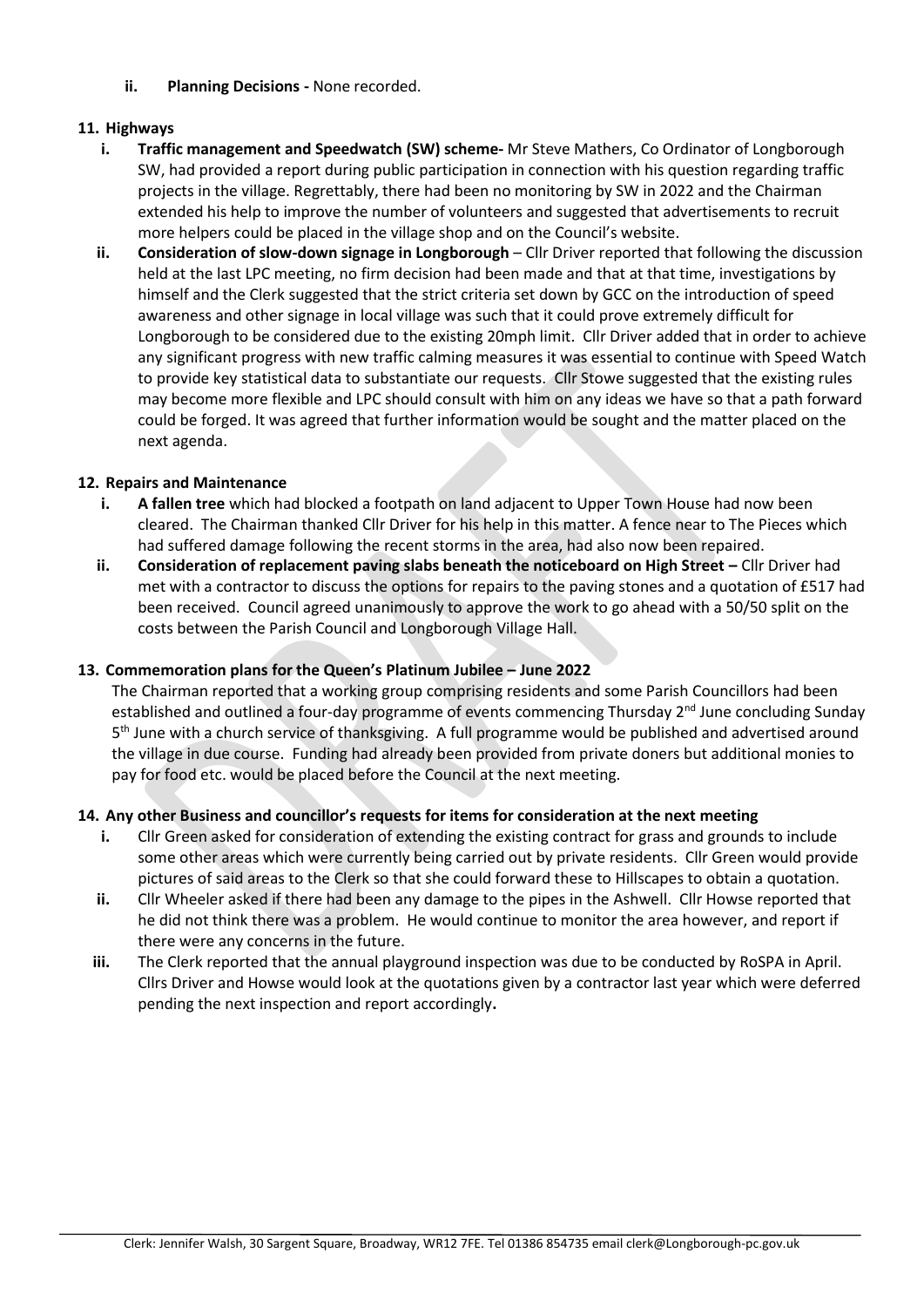**ii. Planning Decisions -** None recorded.

## 11. Highways

**i. Traffic management and Speedwatch (SW) scheme-** Mr Steve Mathers, Co Ordinator of Longborough SW, had provided a report during public participation in connection with his question regarding traffic projects in the village. Regrettably, there had been no monitoring by SW in 2022 and the Chairman extended his help to improve the number of volunteers and suggested that advertisements to recruit more helpers could be placed in the village shop and on the Council's website.

**ii. Consideration of slow-down signage in Longborough** – Cllr Driver reported that following the discussion held at the last LPC meeting, no firm decision had been made and that at that time, investigations by himself and the Clerk suggested that the strict criteria set down by GCC on the introduction of speed awareness and other signage in local village was such that it could prove extremely difficult for Longborough to be considered due to the existing 20mph limit. Cllr Driver added that in order to achieve any significant progress with new traffic calming measures it was essential to continue with Speed Watch to provide key statistical data to substantiate our requests. Cllr Stowe suggested that the existing rules may become more flexible and LPC should consult with him on any ideas we have so that a path forward could be forged. It was agreed that further information would be sought and the matter placed on the next agenda.

## 12. Repairs and Maintenance

**i. A fallen tree** which had blocked a footpath on land adjacent to Upper Town House had now been cleared. The Chairman thanked Cllr Driver for his help in this matter. A fence near to The Pieces which had suffered damage following the recent storms in the area, had also now been repaired.

**ii. Consideration of replacement paving slabs beneath the noticeboard on High Street –** Cllr Driver had met with a contractor to discuss the options for repairs to the paving stones and a quotation of £517 had been received. Council agreed unanimously to approve the work to go ahead with a 50/50 split on the costs between the Parish Council and Longborough Village Hall.

## 13. Commemoration plans for the Queen's Platinum Jubilee – June 2022

The Chairman reported that a working group comprising residents and some Parish Councillors had been established and outlined a four-day programme of events commencing Thursday 2nd June concluding Sunday 5th June with a church service of thanksgiving. A full programme would be published and advertised around the village in due course. Funding had already been provided from private doners but additional monies to pay for food etc. would be placed before the Council at the next meeting.

## 14. Any other Business and councillor's requests for items for consideration at the next meeting

i. Cllr Green asked for consideration of extending the existing contract for grass and grounds to include some other areas which were currently being carried out by private residents. Cllr Green would provide pictures of said areas to the Clerk so that she could forward these to Hillscapes to obtain a quotation.

ii. Cllr Wheeler asked if there had been any damage to the pipes in the Ashwell. Cllr Howse reported that he did not think there was a problem. He would continue to monitor the area however, and report if there were any concerns in the future.

iii. The Clerk reported that the annual playground inspection was due to be conducted by RoSPA in April. Cllrs Driver and Howse would look at the quotations given by a contractor last year which were deferred pending the next inspection and report accordingly**.**

Clerk: Jennifer Walsh, 30 Sargent Square, Broadway, WR12 7FE. Tel 01386 854735 email clerk@Longborough-pc.gov.uk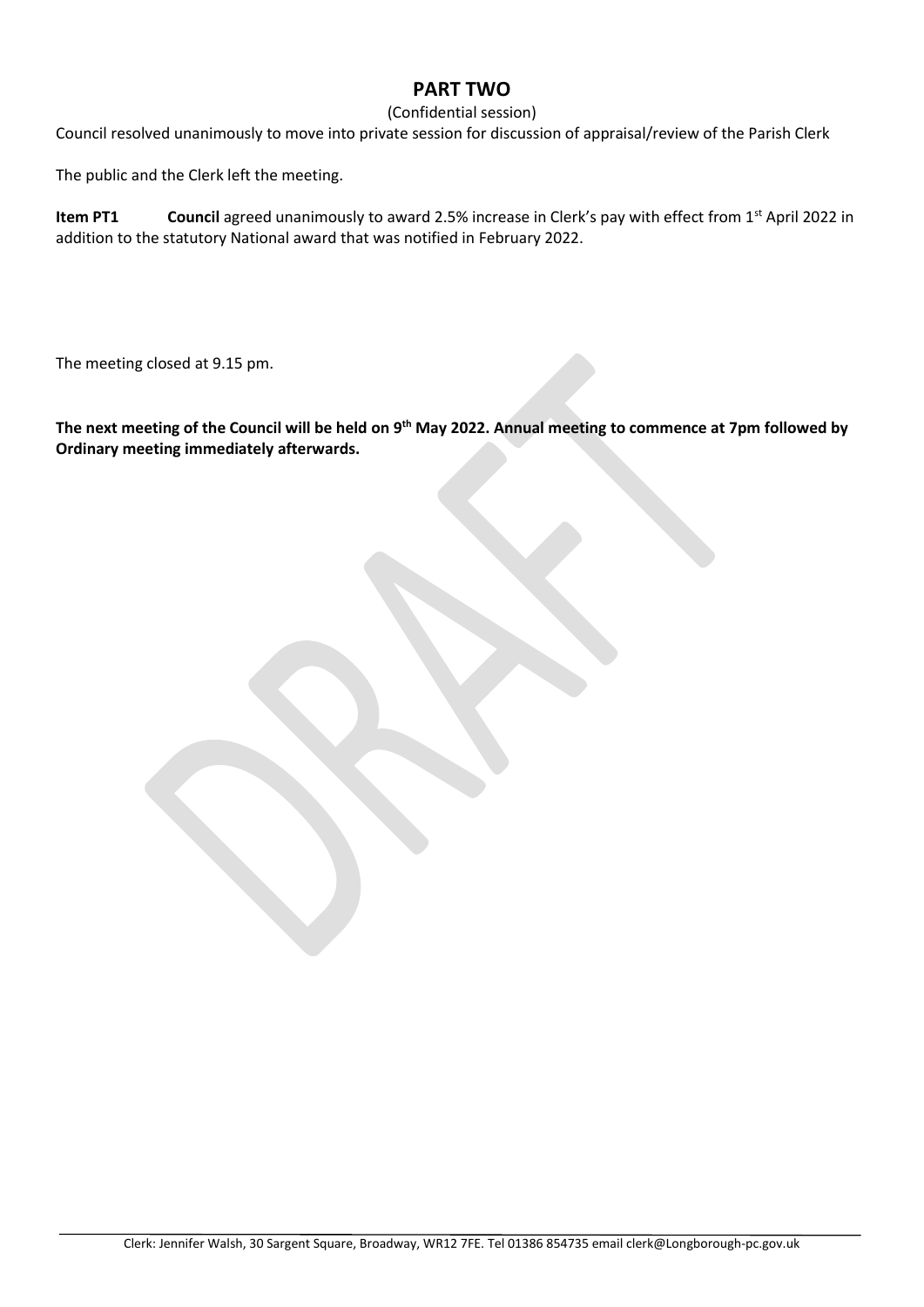## PART TWO

(Confidential session)

Council resolved unanimously to move into private session for discussion of appraisal/review of the Parish Clerk

The public and the Clerk left the meeting.

**Item PT1** **Council** agreed unanimously to award 2.5% increase in Clerk's pay with effect from 1st April 2022 in addition to the statutory National award that was notified in February 2022.

The meeting closed at 9.15 pm.

**The next meeting of the Council will be held on 9th May 2022. Annual meeting to commence at 7pm followed by Ordinary meeting immediately afterwards.**

Clerk: Jennifer Walsh, 30 Sargent Square, Broadway, WR12 7FE. Tel 01386 854735 email clerk@Longborough-pc.gov.uk